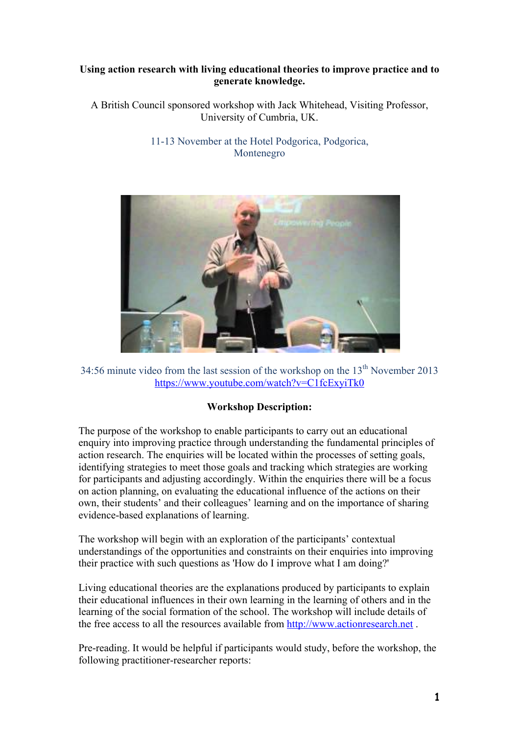**Using action research with living educational theories to improve practice and to generate knowledge.**

A British Council sponsored workshop with Jack Whitehead, Visiting Professor, University of Cumbria, UK.

11-13 November at the Hotel Podgorica, Podgorica, Montenegro

34:56 minute video from the last session of the workshop on the 13th November 2013
https://www.youtube.com/watch?v=C1fcExyiTk0

**Workshop Description:**

The purpose of the workshop to enable participants to carry out an educational enquiry into improving practice through understanding the fundamental principles of action research. The enquiries will be located within the processes of setting goals, identifying strategies to meet those goals and tracking which strategies are working for participants and adjusting accordingly. Within the enquiries there will be a focus on action planning, on evaluating the educational influence of the actions on their own, their students' and their colleagues' learning and on the importance of sharing evidence-based explanations of learning.

The workshop will begin with an exploration of the participants' contextual understandings of the opportunities and constraints on their enquiries into improving their practice with such questions as 'How do I improve what I am doing?'

Living educational theories are the explanations produced by participants to explain their educational influences in their own learning in the learning of others and in the learning of the social formation of the school. The workshop will include details of the free access to all the resources available from http://www.actionresearch.net .

Pre-reading. It would be helpful if participants would study, before the workshop, the following practitioner-researcher reports: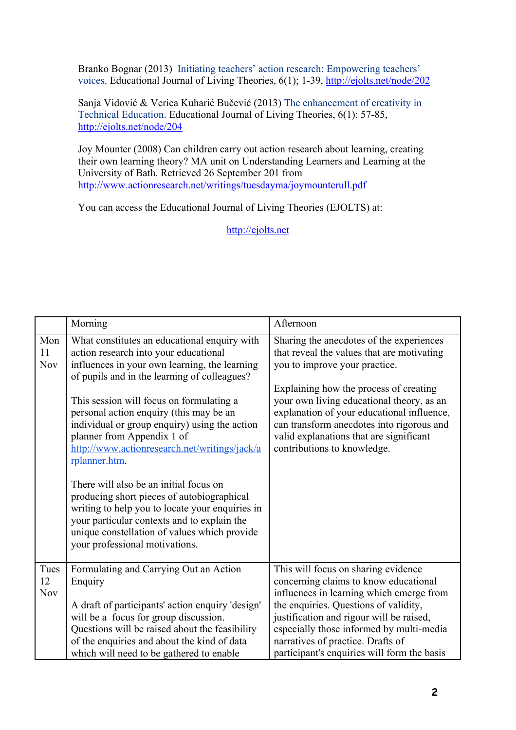Branko Bognar (2013) Initiating teachers' action research: Empowering teachers' voices. Educational Journal of Living Theories, 6(1); 1-39, http://ejolts.net/node/202

Sanja Vidović & Verica Kuharić Bučević (2013) The enhancement of creativity in Technical Education. Educational Journal of Living Theories, 6(1); 57-85, http://ejolts.net/node/204

Joy Mounter (2008) Can children carry out action research about learning, creating their own learning theory? MA unit on Understanding Learners and Learning at the University of Bath. Retrieved 26 September 201 from http://www.actionresearch.net/writings/tuesdayma/joymounterull.pdf

You can access the Educational Journal of Living Theories (EJOLTS) at:

http://ejolts.net

| | Morning | Afternoon |
|---|---|---|
| Mon 11 Nov | What constitutes an educational enquiry with action research into your educational influences in your own learning, the learning of pupils and in the learning of colleagues?<br><br>This session will focus on formulating a personal action enquiry (this may be an individual or group enquiry) using the action planner from Appendix 1 of http://www.actionresearch.net/writings/jack/arplanner.htm.<br><br>There will also be an initial focus on producing short pieces of autobiographical writing to help you to locate your enquiries in your particular contexts and to explain the unique constellation of values which provide your professional motivations. | Sharing the anecdotes of the experiences that reveal the values that are motivating you to improve your practice.<br><br>Explaining how the process of creating your own living educational theory, as an explanation of your educational influence, can transform anecdotes into rigorous and valid explanations that are significant contributions to knowledge. |
| Tues 12 Nov | Formulating and Carrying Out an Action Enquiry<br><br>A draft of participants' action enquiry 'design' will be a focus for group discussion. Questions will be raised about the feasibility of the enquiries and about the kind of data which will need to be gathered to enable | This will focus on sharing evidence concerning claims to know educational influences in learning which emerge from the enquiries. Questions of validity, justification and rigour will be raised, especially those informed by multi-media narratives of practice. Drafts of participant's enquiries will form the basis |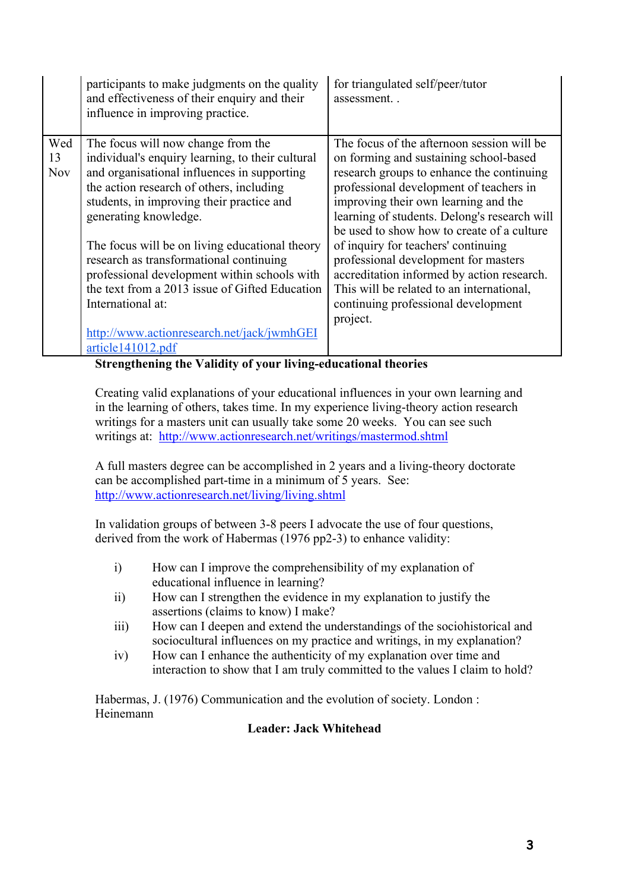| | | |
|---|---|---|
| | participants to make judgments on the quality and effectiveness of their enquiry and their influence in improving practice. | for triangulated self/peer/tutor assessment. . |
| Wed 13 Nov | The focus will now change from the individual's enquiry learning, to their cultural and organisational influences in supporting the action research of others, including students, in improving their practice and generating knowledge.<br><br>The focus will be on living educational theory research as transformational continuing professional development within schools with the text from a 2013 issue of Gifted Education International at:<br><br>http://www.actionresearch.net/jack/jwmhGEIarticle141012.pdf | The focus of the afternoon session will be on forming and sustaining school-based research groups to enhance the continuing professional development of teachers in improving their own learning and the learning of students. Delong's research will be used to show how to create of a culture of inquiry for teachers' continuing professional development for masters accreditation informed by action research. This will be related to an international, continuing professional development project. |

**Strengthening the Validity of your living-educational theories**

Creating valid explanations of your educational influences in your own learning and in the learning of others, takes time. In my experience living-theory action research writings for a masters unit can usually take some 20 weeks. You can see such writings at: http://www.actionresearch.net/writings/mastermod.shtml

A full masters degree can be accomplished in 2 years and a living-theory doctorate can be accomplished part-time in a minimum of 5 years. See: http://www.actionresearch.net/living/living.shtml

In validation groups of between 3-8 peers I advocate the use of four questions, derived from the work of Habermas (1976 pp2-3) to enhance validity:

i) How can I improve the comprehensibility of my explanation of educational influence in learning?
ii) How can I strengthen the evidence in my explanation to justify the assertions (claims to know) I make?
iii) How can I deepen and extend the understandings of the sociohistorical and sociocultural influences on my practice and writings, in my explanation?
iv) How can I enhance the authenticity of my explanation over time and interaction to show that I am truly committed to the values I claim to hold?

Habermas, J. (1976) Communication and the evolution of society. London : Heinemann

**Leader: Jack Whitehead**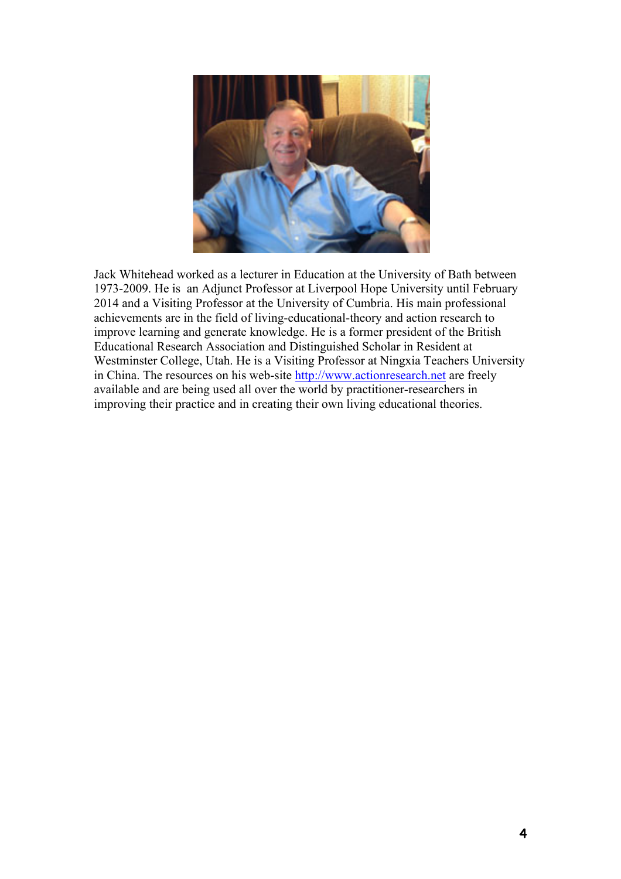Jack Whitehead worked as a lecturer in Education at the University of Bath between 1973-2009. He is an Adjunct Professor at Liverpool Hope University until February 2014 and a Visiting Professor at the University of Cumbria. His main professional achievements are in the field of living-educational-theory and action research to improve learning and generate knowledge. He is a former president of the British Educational Research Association and Distinguished Scholar in Resident at Westminster College, Utah. He is a Visiting Professor at Ningxia Teachers University in China. The resources on his web-site [http://www.actionresearch.net](http://www.actionresearch.net) are freely available and are being used all over the world by practitioner-researchers in improving their practice and in creating their own living educational theories.